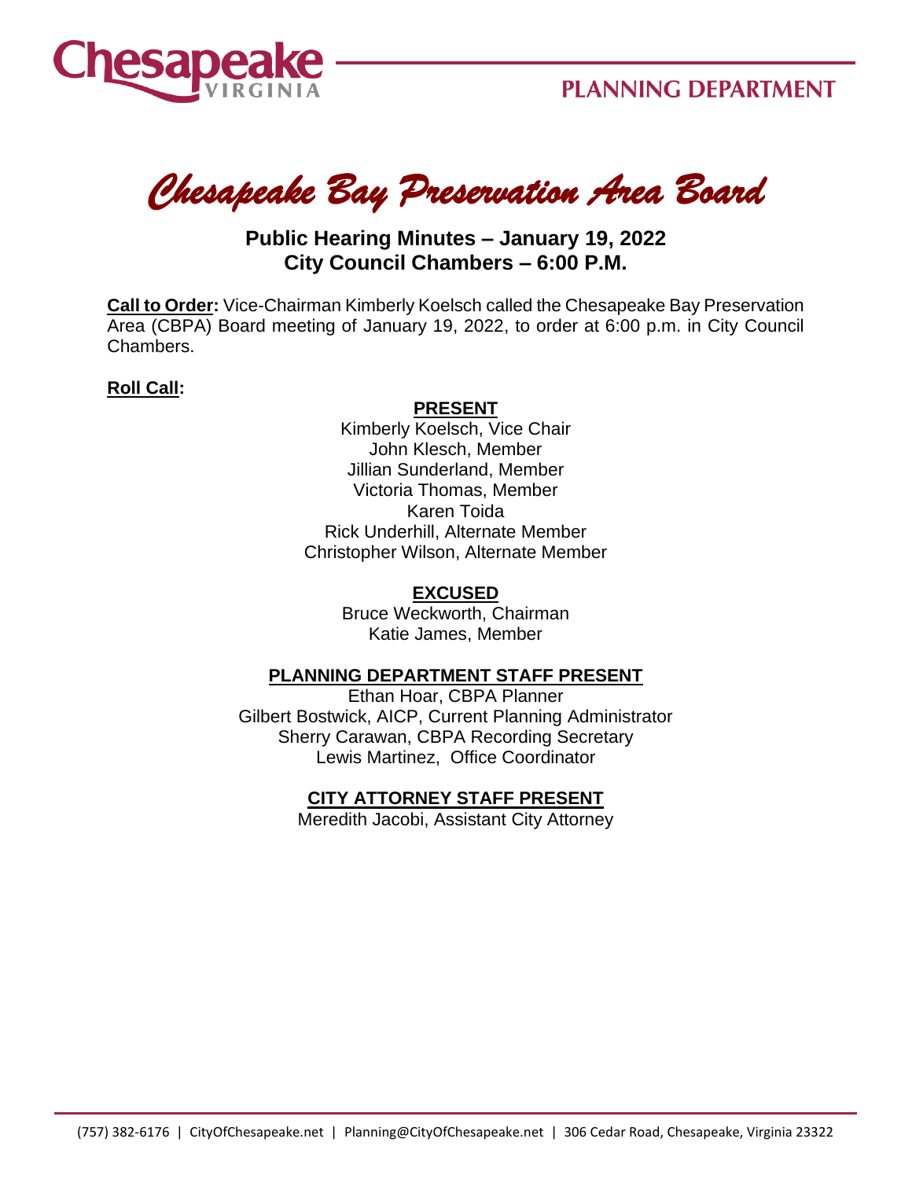# Chesapeake Bay Preservation Area Board

## Public Hearing Minutes – January 19, 2022
## City Council Chambers – 6:00 P.M.

**Call to Order:** Vice-Chairman Kimberly Koelsch called the Chesapeake Bay Preservation Area (CBPA) Board meeting of January 19, 2022, to order at 6:00 p.m. in City Council Chambers.

**Roll Call:**

**PRESENT**

Kimberly Koelsch, Vice Chair
John Klesch, Member
Jillian Sunderland, Member
Victoria Thomas, Member
Karen Toida
Rick Underhill, Alternate Member
Christopher Wilson, Alternate Member

**EXCUSED**

Bruce Weckworth, Chairman
Katie James, Member

**PLANNING DEPARTMENT STAFF PRESENT**

Ethan Hoar, CBPA Planner
Gilbert Bostwick, AICP, Current Planning Administrator
Sherry Carawan, CBPA Recording Secretary
Lewis Martinez, Office Coordinator

**CITY ATTORNEY STAFF PRESENT**

Meredith Jacobi, Assistant City Attorney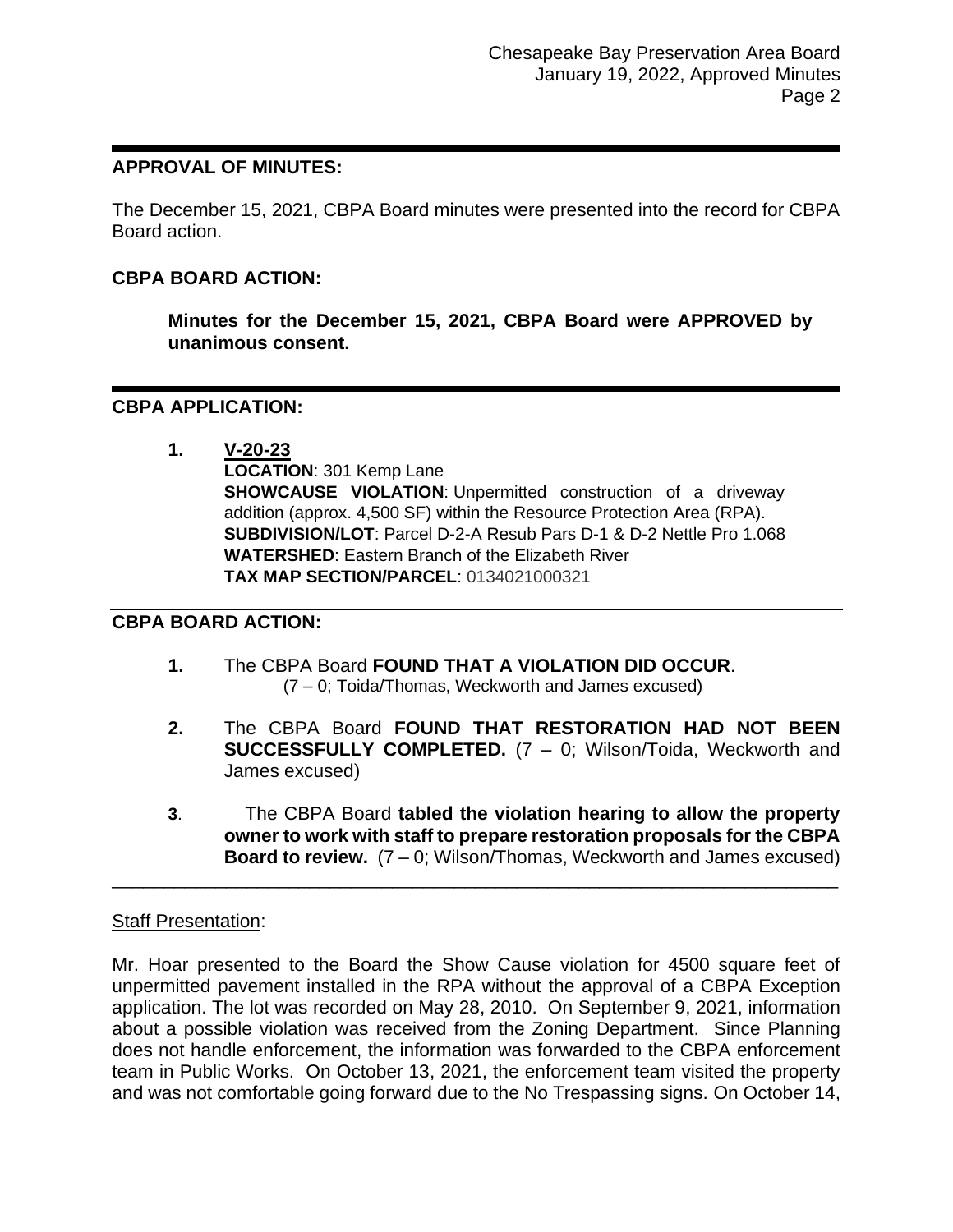**APPROVAL OF MINUTES:**

The December 15, 2021, CBPA Board minutes were presented into the record for CBPA Board action.

**CBPA BOARD ACTION:**

> **Minutes for the December 15, 2021, CBPA Board were APPROVED by unanimous consent.**

**CBPA APPLICATION:**

1. **V-20-23**
   **LOCATION**: 301 Kemp Lane
   **SHOWCAUSE VIOLATION**: Unpermitted construction of a driveway addition (approx. 4,500 SF) within the Resource Protection Area (RPA).
   **SUBDIVISION/LOT**: Parcel D-2-A Resub Pars D-1 & D-2 Nettle Pro 1.068
   **WATERSHED**: Eastern Branch of the Elizabeth River
   **TAX MAP SECTION/PARCEL**: 0134021000321

**CBPA BOARD ACTION:**

1. The CBPA Board **FOUND THAT A VIOLATION DID OCCUR**.
   (7 – 0; Toida/Thomas, Weckworth and James excused)

2. The CBPA Board **FOUND THAT RESTORATION HAD NOT BEEN SUCCESSFULLY COMPLETED.** (7 – 0; Wilson/Toida, Weckworth and James excused)

3. The CBPA Board **tabled the violation hearing to allow the property owner to work with staff to prepare restoration proposals for the CBPA Board to review.** (7 – 0; Wilson/Thomas, Weckworth and James excused)

---

Staff Presentation:

Mr. Hoar presented to the Board the Show Cause violation for 4500 square feet of unpermitted pavement installed in the RPA without the approval of a CBPA Exception application. The lot was recorded on May 28, 2010. On September 9, 2021, information about a possible violation was received from the Zoning Department. Since Planning does not handle enforcement, the information was forwarded to the CBPA enforcement team in Public Works. On October 13, 2021, the enforcement team visited the property and was not comfortable going forward due to the No Trespassing signs. On October 14,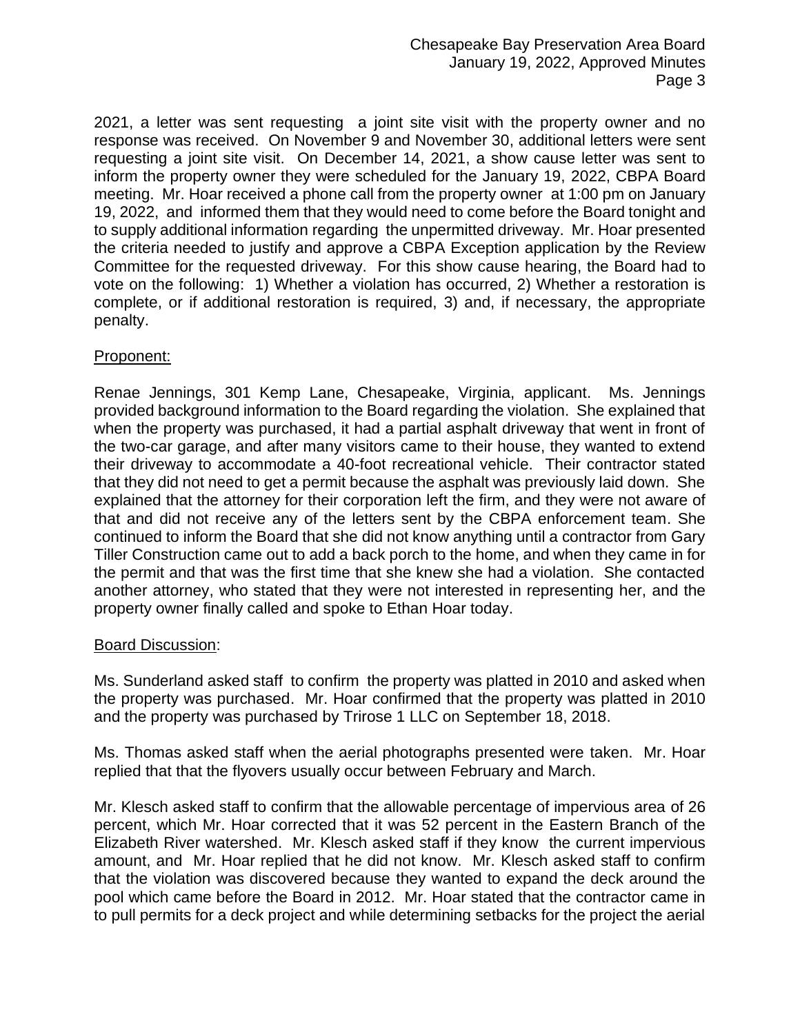2021, a letter was sent requesting a joint site visit with the property owner and no response was received. On November 9 and November 30, additional letters were sent requesting a joint site visit. On December 14, 2021, a show cause letter was sent to inform the property owner they were scheduled for the January 19, 2022, CBPA Board meeting. Mr. Hoar received a phone call from the property owner at 1:00 pm on January 19, 2022, and informed them that they would need to come before the Board tonight and to supply additional information regarding the unpermitted driveway. Mr. Hoar presented the criteria needed to justify and approve a CBPA Exception application by the Review Committee for the requested driveway. For this show cause hearing, the Board had to vote on the following: 1) Whether a violation has occurred, 2) Whether a restoration is complete, or if additional restoration is required, 3) and, if necessary, the appropriate penalty.

Proponent:

Renae Jennings, 301 Kemp Lane, Chesapeake, Virginia, applicant. Ms. Jennings provided background information to the Board regarding the violation. She explained that when the property was purchased, it had a partial asphalt driveway that went in front of the two-car garage, and after many visitors came to their house, they wanted to extend their driveway to accommodate a 40-foot recreational vehicle. Their contractor stated that they did not need to get a permit because the asphalt was previously laid down. She explained that the attorney for their corporation left the firm, and they were not aware of that and did not receive any of the letters sent by the CBPA enforcement team. She continued to inform the Board that she did not know anything until a contractor from Gary Tiller Construction came out to add a back porch to the home, and when they came in for the permit and that was the first time that she knew she had a violation. She contacted another attorney, who stated that they were not interested in representing her, and the property owner finally called and spoke to Ethan Hoar today.

Board Discussion:

Ms. Sunderland asked staff to confirm the property was platted in 2010 and asked when the property was purchased. Mr. Hoar confirmed that the property was platted in 2010 and the property was purchased by Trirose 1 LLC on September 18, 2018.

Ms. Thomas asked staff when the aerial photographs presented were taken. Mr. Hoar replied that that the flyovers usually occur between February and March.

Mr. Klesch asked staff to confirm that the allowable percentage of impervious area of 26 percent, which Mr. Hoar corrected that it was 52 percent in the Eastern Branch of the Elizabeth River watershed. Mr. Klesch asked staff if they know the current impervious amount, and Mr. Hoar replied that he did not know. Mr. Klesch asked staff to confirm that the violation was discovered because they wanted to expand the deck around the pool which came before the Board in 2012. Mr. Hoar stated that the contractor came in to pull permits for a deck project and while determining setbacks for the project the aerial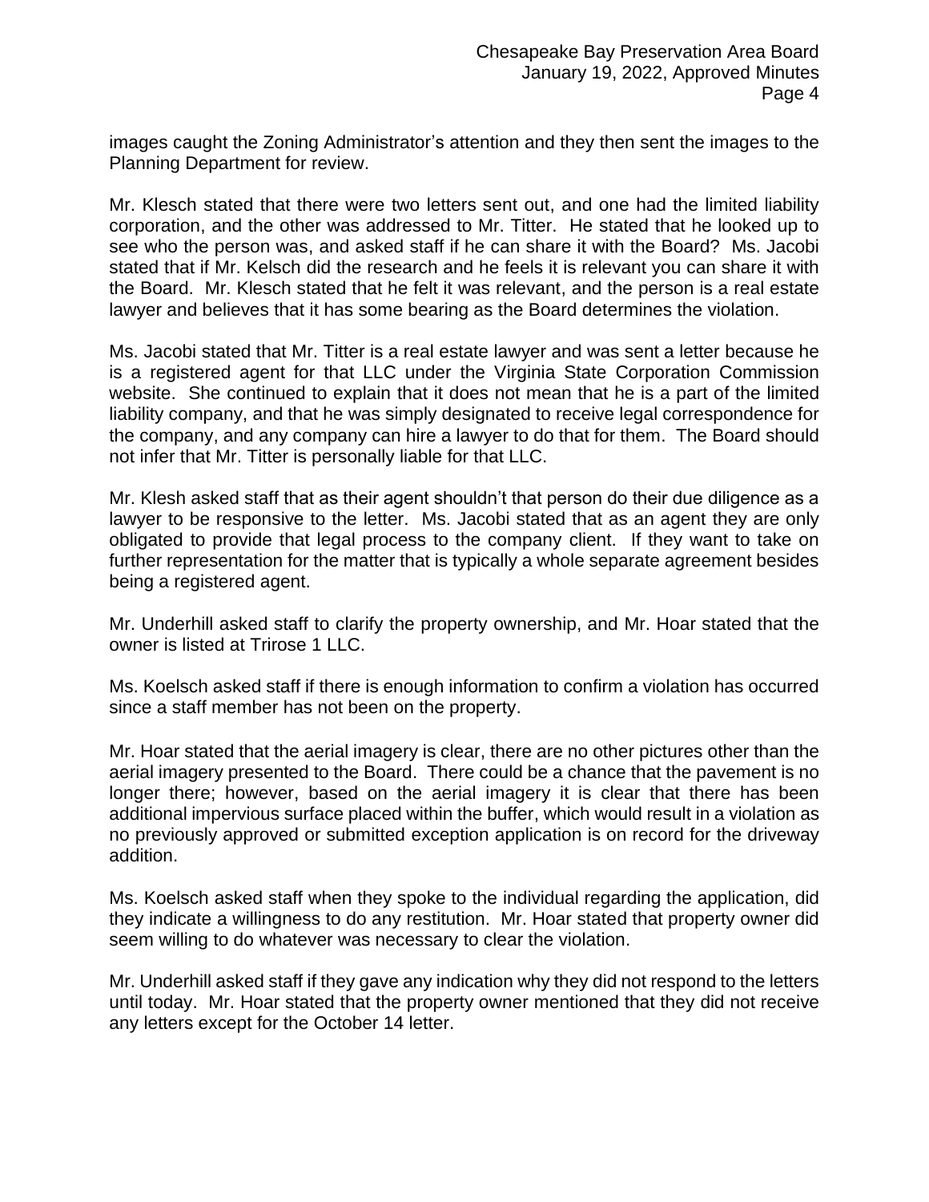images caught the Zoning Administrator's attention and they then sent the images to the Planning Department for review.

Mr. Klesch stated that there were two letters sent out, and one had the limited liability corporation, and the other was addressed to Mr. Titter. He stated that he looked up to see who the person was, and asked staff if he can share it with the Board? Ms. Jacobi stated that if Mr. Kelsch did the research and he feels it is relevant you can share it with the Board. Mr. Klesch stated that he felt it was relevant, and the person is a real estate lawyer and believes that it has some bearing as the Board determines the violation.

Ms. Jacobi stated that Mr. Titter is a real estate lawyer and was sent a letter because he is a registered agent for that LLC under the Virginia State Corporation Commission website. She continued to explain that it does not mean that he is a part of the limited liability company, and that he was simply designated to receive legal correspondence for the company, and any company can hire a lawyer to do that for them. The Board should not infer that Mr. Titter is personally liable for that LLC.

Mr. Klesh asked staff that as their agent shouldn't that person do their due diligence as a lawyer to be responsive to the letter. Ms. Jacobi stated that as an agent they are only obligated to provide that legal process to the company client. If they want to take on further representation for the matter that is typically a whole separate agreement besides being a registered agent.

Mr. Underhill asked staff to clarify the property ownership, and Mr. Hoar stated that the owner is listed at Trirose 1 LLC.

Ms. Koelsch asked staff if there is enough information to confirm a violation has occurred since a staff member has not been on the property.

Mr. Hoar stated that the aerial imagery is clear, there are no other pictures other than the aerial imagery presented to the Board. There could be a chance that the pavement is no longer there; however, based on the aerial imagery it is clear that there has been additional impervious surface placed within the buffer, which would result in a violation as no previously approved or submitted exception application is on record for the driveway addition.

Ms. Koelsch asked staff when they spoke to the individual regarding the application, did they indicate a willingness to do any restitution. Mr. Hoar stated that property owner did seem willing to do whatever was necessary to clear the violation.

Mr. Underhill asked staff if they gave any indication why they did not respond to the letters until today. Mr. Hoar stated that the property owner mentioned that they did not receive any letters except for the October 14 letter.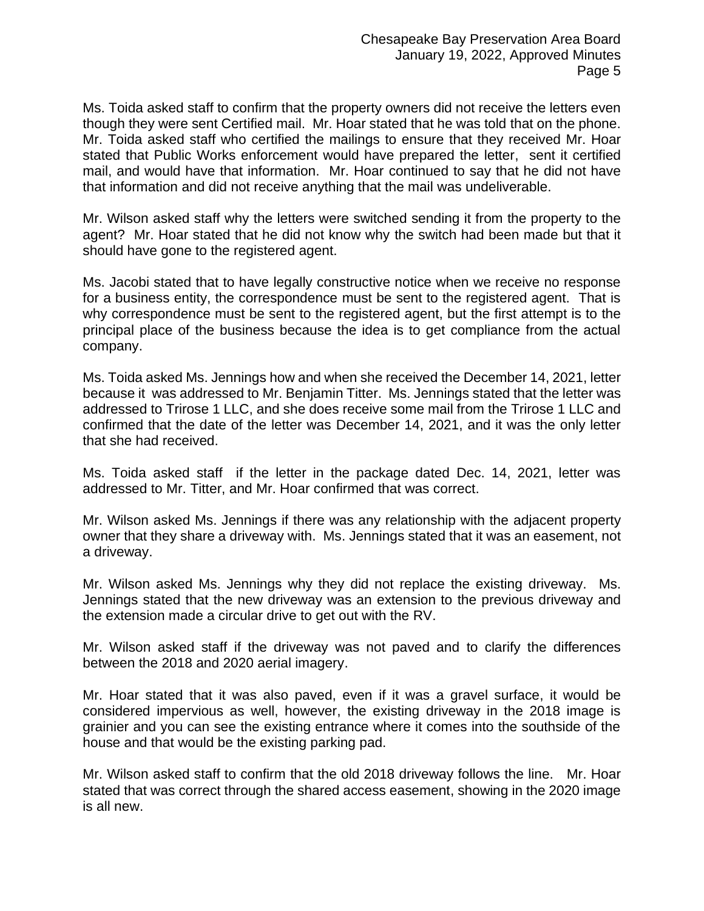Ms. Toida asked staff to confirm that the property owners did not receive the letters even though they were sent Certified mail. Mr. Hoar stated that he was told that on the phone. Mr. Toida asked staff who certified the mailings to ensure that they received Mr. Hoar stated that Public Works enforcement would have prepared the letter, sent it certified mail, and would have that information. Mr. Hoar continued to say that he did not have that information and did not receive anything that the mail was undeliverable.

Mr. Wilson asked staff why the letters were switched sending it from the property to the agent? Mr. Hoar stated that he did not know why the switch had been made but that it should have gone to the registered agent.

Ms. Jacobi stated that to have legally constructive notice when we receive no response for a business entity, the correspondence must be sent to the registered agent. That is why correspondence must be sent to the registered agent, but the first attempt is to the principal place of the business because the idea is to get compliance from the actual company.

Ms. Toida asked Ms. Jennings how and when she received the December 14, 2021, letter because it was addressed to Mr. Benjamin Titter. Ms. Jennings stated that the letter was addressed to Trirose 1 LLC, and she does receive some mail from the Trirose 1 LLC and confirmed that the date of the letter was December 14, 2021, and it was the only letter that she had received.

Ms. Toida asked staff if the letter in the package dated Dec. 14, 2021, letter was addressed to Mr. Titter, and Mr. Hoar confirmed that was correct.

Mr. Wilson asked Ms. Jennings if there was any relationship with the adjacent property owner that they share a driveway with. Ms. Jennings stated that it was an easement, not a driveway.

Mr. Wilson asked Ms. Jennings why they did not replace the existing driveway. Ms. Jennings stated that the new driveway was an extension to the previous driveway and the extension made a circular drive to get out with the RV.

Mr. Wilson asked staff if the driveway was not paved and to clarify the differences between the 2018 and 2020 aerial imagery.

Mr. Hoar stated that it was also paved, even if it was a gravel surface, it would be considered impervious as well, however, the existing driveway in the 2018 image is grainier and you can see the existing entrance where it comes into the southside of the house and that would be the existing parking pad.

Mr. Wilson asked staff to confirm that the old 2018 driveway follows the line. Mr. Hoar stated that was correct through the shared access easement, showing in the 2020 image is all new.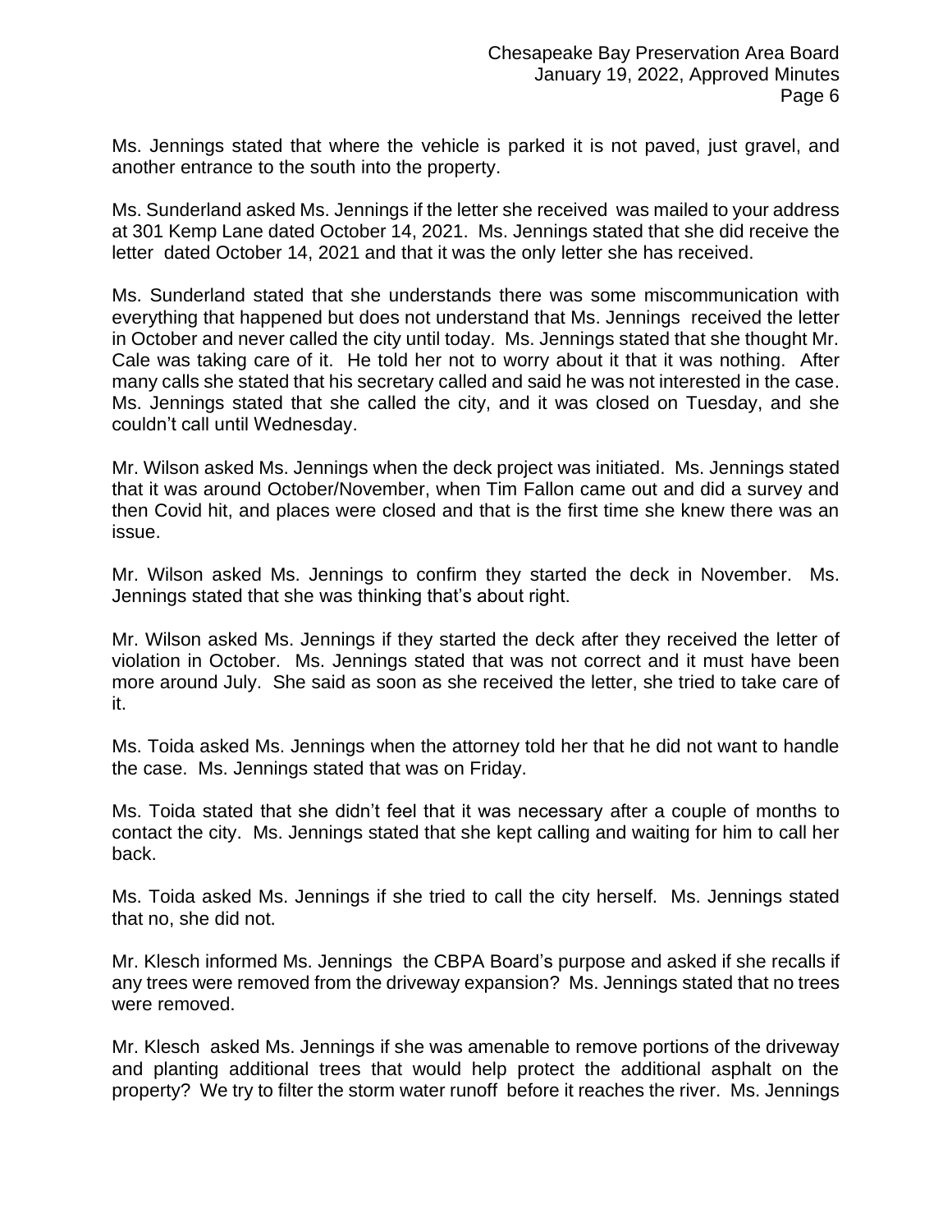Ms. Jennings stated that where the vehicle is parked it is not paved, just gravel, and another entrance to the south into the property.

Ms. Sunderland asked Ms. Jennings if the letter she received was mailed to your address at 301 Kemp Lane dated October 14, 2021. Ms. Jennings stated that she did receive the letter dated October 14, 2021 and that it was the only letter she has received.

Ms. Sunderland stated that she understands there was some miscommunication with everything that happened but does not understand that Ms. Jennings received the letter in October and never called the city until today. Ms. Jennings stated that she thought Mr. Cale was taking care of it. He told her not to worry about it that it was nothing. After many calls she stated that his secretary called and said he was not interested in the case. Ms. Jennings stated that she called the city, and it was closed on Tuesday, and she couldn't call until Wednesday.

Mr. Wilson asked Ms. Jennings when the deck project was initiated. Ms. Jennings stated that it was around October/November, when Tim Fallon came out and did a survey and then Covid hit, and places were closed and that is the first time she knew there was an issue.

Mr. Wilson asked Ms. Jennings to confirm they started the deck in November. Ms. Jennings stated that she was thinking that's about right.

Mr. Wilson asked Ms. Jennings if they started the deck after they received the letter of violation in October. Ms. Jennings stated that was not correct and it must have been more around July. She said as soon as she received the letter, she tried to take care of it.

Ms. Toida asked Ms. Jennings when the attorney told her that he did not want to handle the case. Ms. Jennings stated that was on Friday.

Ms. Toida stated that she didn't feel that it was necessary after a couple of months to contact the city. Ms. Jennings stated that she kept calling and waiting for him to call her back.

Ms. Toida asked Ms. Jennings if she tried to call the city herself. Ms. Jennings stated that no, she did not.

Mr. Klesch informed Ms. Jennings the CBPA Board's purpose and asked if she recalls if any trees were removed from the driveway expansion? Ms. Jennings stated that no trees were removed.

Mr. Klesch asked Ms. Jennings if she was amenable to remove portions of the driveway and planting additional trees that would help protect the additional asphalt on the property? We try to filter the storm water runoff before it reaches the river. Ms. Jennings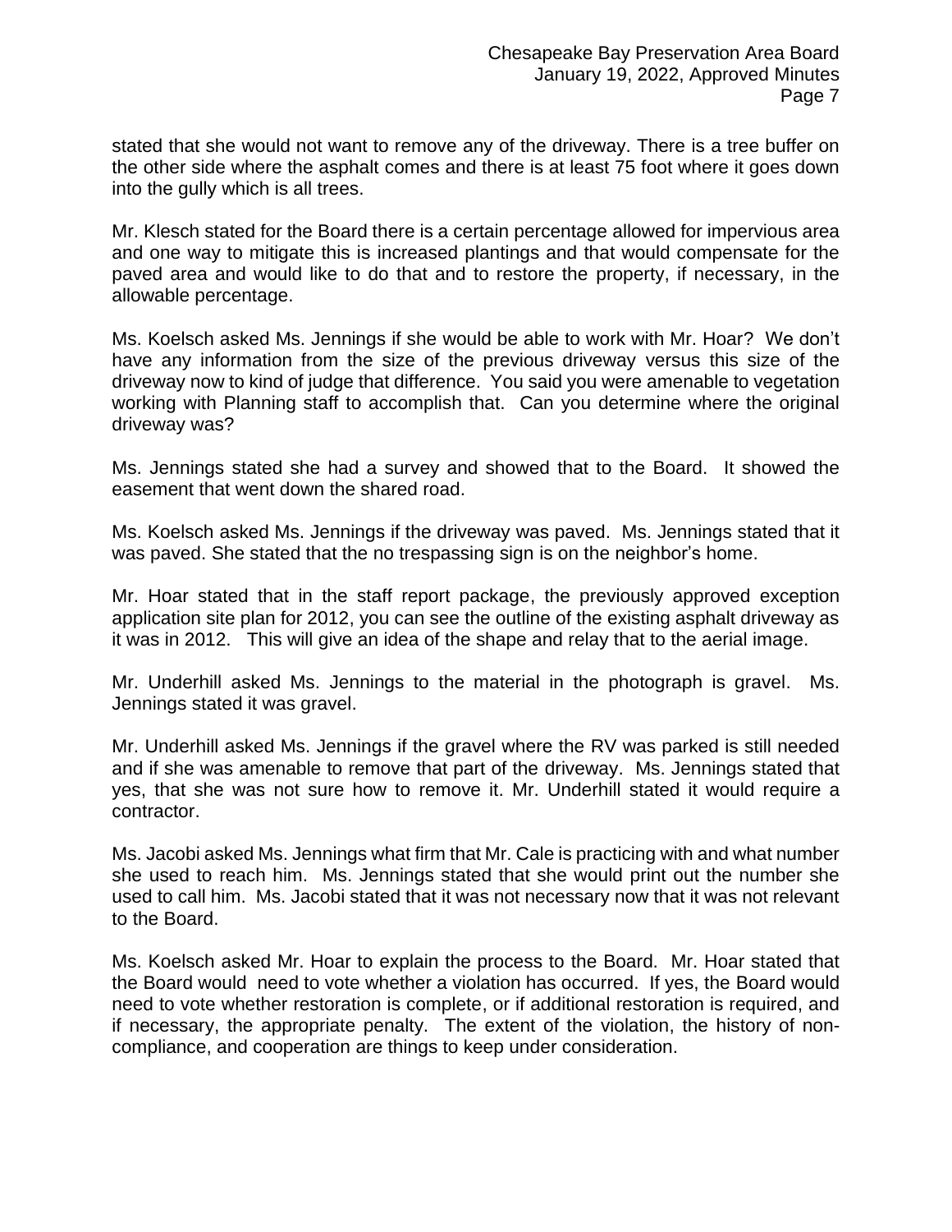stated that she would not want to remove any of the driveway. There is a tree buffer on the other side where the asphalt comes and there is at least 75 foot where it goes down into the gully which is all trees.

Mr. Klesch stated for the Board there is a certain percentage allowed for impervious area and one way to mitigate this is increased plantings and that would compensate for the paved area and would like to do that and to restore the property, if necessary, in the allowable percentage.

Ms. Koelsch asked Ms. Jennings if she would be able to work with Mr. Hoar? We don't have any information from the size of the previous driveway versus this size of the driveway now to kind of judge that difference. You said you were amenable to vegetation working with Planning staff to accomplish that. Can you determine where the original driveway was?

Ms. Jennings stated she had a survey and showed that to the Board. It showed the easement that went down the shared road.

Ms. Koelsch asked Ms. Jennings if the driveway was paved. Ms. Jennings stated that it was paved. She stated that the no trespassing sign is on the neighbor's home.

Mr. Hoar stated that in the staff report package, the previously approved exception application site plan for 2012, you can see the outline of the existing asphalt driveway as it was in 2012. This will give an idea of the shape and relay that to the aerial image.

Mr. Underhill asked Ms. Jennings to the material in the photograph is gravel. Ms. Jennings stated it was gravel.

Mr. Underhill asked Ms. Jennings if the gravel where the RV was parked is still needed and if she was amenable to remove that part of the driveway. Ms. Jennings stated that yes, that she was not sure how to remove it. Mr. Underhill stated it would require a contractor.

Ms. Jacobi asked Ms. Jennings what firm that Mr. Cale is practicing with and what number she used to reach him. Ms. Jennings stated that she would print out the number she used to call him. Ms. Jacobi stated that it was not necessary now that it was not relevant to the Board.

Ms. Koelsch asked Mr. Hoar to explain the process to the Board. Mr. Hoar stated that the Board would need to vote whether a violation has occurred. If yes, the Board would need to vote whether restoration is complete, or if additional restoration is required, and if necessary, the appropriate penalty. The extent of the violation, the history of non-compliance, and cooperation are things to keep under consideration.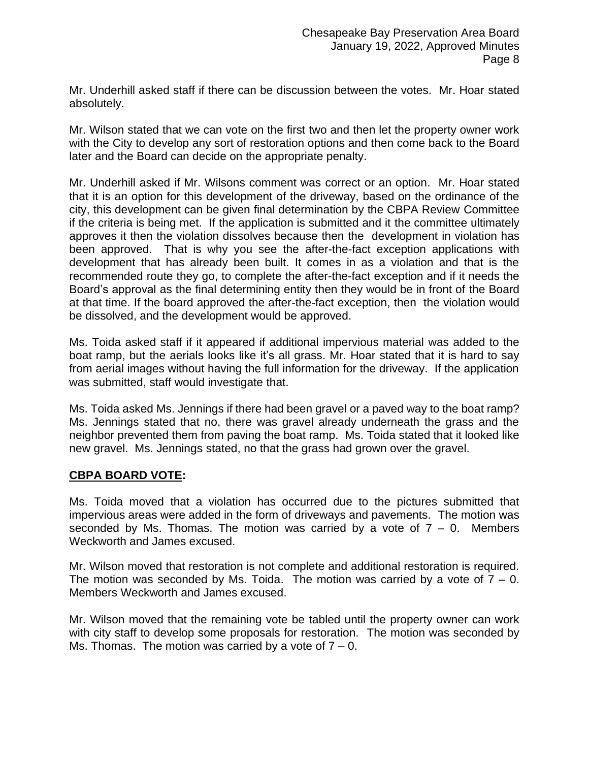Mr. Underhill asked staff if there can be discussion between the votes. Mr. Hoar stated absolutely.

Mr. Wilson stated that we can vote on the first two and then let the property owner work with the City to develop any sort of restoration options and then come back to the Board later and the Board can decide on the appropriate penalty.

Mr. Underhill asked if Mr. Wilsons comment was correct or an option. Mr. Hoar stated that it is an option for this development of the driveway, based on the ordinance of the city, this development can be given final determination by the CBPA Review Committee if the criteria is being met. If the application is submitted and it the committee ultimately approves it then the violation dissolves because then the development in violation has been approved. That is why you see the after-the-fact exception applications with development that has already been built. It comes in as a violation and that is the recommended route they go, to complete the after-the-fact exception and if it needs the Board's approval as the final determining entity then they would be in front of the Board at that time. If the board approved the after-the-fact exception, then the violation would be dissolved, and the development would be approved.

Ms. Toida asked staff if it appeared if additional impervious material was added to the boat ramp, but the aerials looks like it's all grass. Mr. Hoar stated that it is hard to say from aerial images without having the full information for the driveway. If the application was submitted, staff would investigate that.

Ms. Toida asked Ms. Jennings if there had been gravel or a paved way to the boat ramp? Ms. Jennings stated that no, there was gravel already underneath the grass and the neighbor prevented them from paving the boat ramp. Ms. Toida stated that it looked like new gravel. Ms. Jennings stated, no that the grass had grown over the gravel.

**<u>CBPA BOARD VOTE</u>:**

Ms. Toida moved that a violation has occurred due to the pictures submitted that impervious areas were added in the form of driveways and pavements. The motion was seconded by Ms. Thomas. The motion was carried by a vote of 7 – 0. Members Weckworth and James excused.

Mr. Wilson moved that restoration is not complete and additional restoration is required. The motion was seconded by Ms. Toida. The motion was carried by a vote of 7 – 0. Members Weckworth and James excused.

Mr. Wilson moved that the remaining vote be tabled until the property owner can work with city staff to develop some proposals for restoration. The motion was seconded by Ms. Thomas. The motion was carried by a vote of 7 – 0.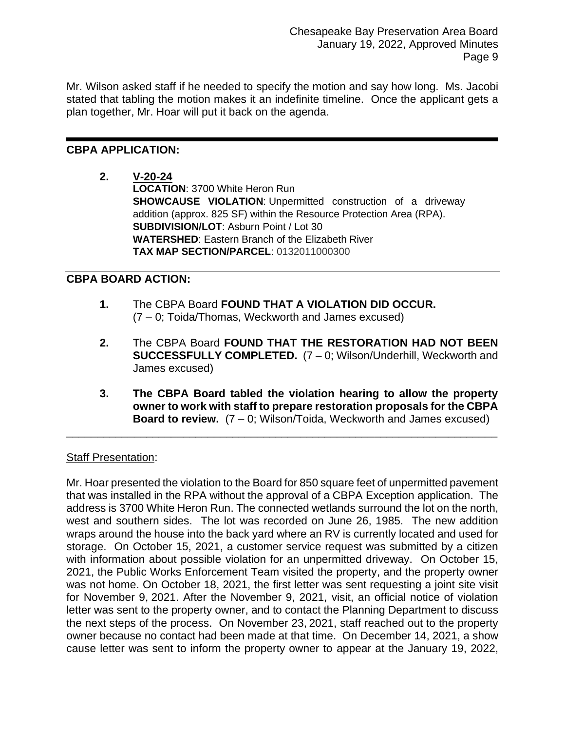Mr. Wilson asked staff if he needed to specify the motion and say how long. Ms. Jacobi stated that tabling the motion makes it an indefinite timeline. Once the applicant gets a plan together, Mr. Hoar will put it back on the agenda.

---

## CBPA APPLICATION:

**2. V-20-24**

**LOCATION**: 3700 White Heron Run
**SHOWCAUSE VIOLATION**: Unpermitted construction of a driveway addition (approx. 825 SF) within the Resource Protection Area (RPA).
**SUBDIVISION/LOT**: Asburn Point / Lot 30
**WATERSHED**: Eastern Branch of the Elizabeth River
**TAX MAP SECTION/PARCEL**: 0132011000300

## CBPA BOARD ACTION:

1. The CBPA Board **FOUND THAT A VIOLATION DID OCCUR.** (7 – 0; Toida/Thomas, Weckworth and James excused)

2. The CBPA Board **FOUND THAT THE RESTORATION HAD NOT BEEN SUCCESSFULLY COMPLETED.** (7 – 0; Wilson/Underhill, Weckworth and James excused)

3. **The CBPA Board tabled the violation hearing to allow the property owner to work with staff to prepare restoration proposals for the CBPA Board to review.** (7 – 0; Wilson/Toida, Weckworth and James excused)

---

Staff Presentation:

Mr. Hoar presented the violation to the Board for 850 square feet of unpermitted pavement that was installed in the RPA without the approval of a CBPA Exception application. The address is 3700 White Heron Run. The connected wetlands surround the lot on the north, west and southern sides. The lot was recorded on June 26, 1985. The new addition wraps around the house into the back yard where an RV is currently located and used for storage. On October 15, 2021, a customer service request was submitted by a citizen with information about possible violation for an unpermitted driveway. On October 15, 2021, the Public Works Enforcement Team visited the property, and the property owner was not home. On October 18, 2021, the first letter was sent requesting a joint site visit for November 9, 2021. After the November 9, 2021, visit, an official notice of violation letter was sent to the property owner, and to contact the Planning Department to discuss the next steps of the process. On November 23, 2021, staff reached out to the property owner because no contact had been made at that time. On December 14, 2021, a show cause letter was sent to inform the property owner to appear at the January 19, 2022,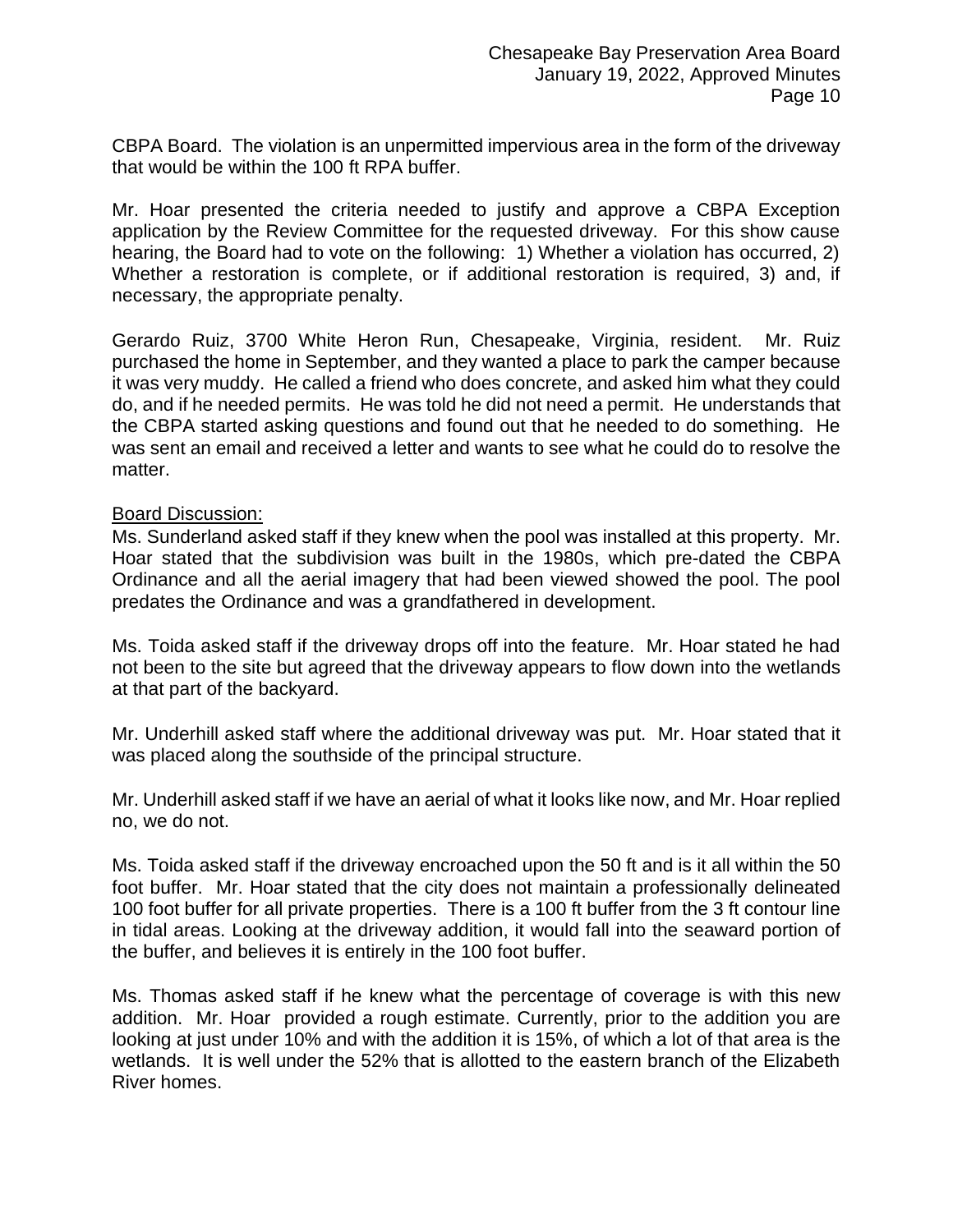CBPA Board. The violation is an unpermitted impervious area in the form of the driveway that would be within the 100 ft RPA buffer.

Mr. Hoar presented the criteria needed to justify and approve a CBPA Exception application by the Review Committee for the requested driveway. For this show cause hearing, the Board had to vote on the following: 1) Whether a violation has occurred, 2) Whether a restoration is complete, or if additional restoration is required, 3) and, if necessary, the appropriate penalty.

Gerardo Ruiz, 3700 White Heron Run, Chesapeake, Virginia, resident. Mr. Ruiz purchased the home in September, and they wanted a place to park the camper because it was very muddy. He called a friend who does concrete, and asked him what they could do, and if he needed permits. He was told he did not need a permit. He understands that the CBPA started asking questions and found out that he needed to do something. He was sent an email and received a letter and wants to see what he could do to resolve the matter.

<u>Board Discussion:</u>

Ms. Sunderland asked staff if they knew when the pool was installed at this property. Mr. Hoar stated that the subdivision was built in the 1980s, which pre-dated the CBPA Ordinance and all the aerial imagery that had been viewed showed the pool. The pool predates the Ordinance and was a grandfathered in development.

Ms. Toida asked staff if the driveway drops off into the feature. Mr. Hoar stated he had not been to the site but agreed that the driveway appears to flow down into the wetlands at that part of the backyard.

Mr. Underhill asked staff where the additional driveway was put. Mr. Hoar stated that it was placed along the southside of the principal structure.

Mr. Underhill asked staff if we have an aerial of what it looks like now, and Mr. Hoar replied no, we do not.

Ms. Toida asked staff if the driveway encroached upon the 50 ft and is it all within the 50 foot buffer. Mr. Hoar stated that the city does not maintain a professionally delineated 100 foot buffer for all private properties. There is a 100 ft buffer from the 3 ft contour line in tidal areas. Looking at the driveway addition, it would fall into the seaward portion of the buffer, and believes it is entirely in the 100 foot buffer.

Ms. Thomas asked staff if he knew what the percentage of coverage is with this new addition. Mr. Hoar provided a rough estimate. Currently, prior to the addition you are looking at just under 10% and with the addition it is 15%, of which a lot of that area is the wetlands. It is well under the 52% that is allotted to the eastern branch of the Elizabeth River homes.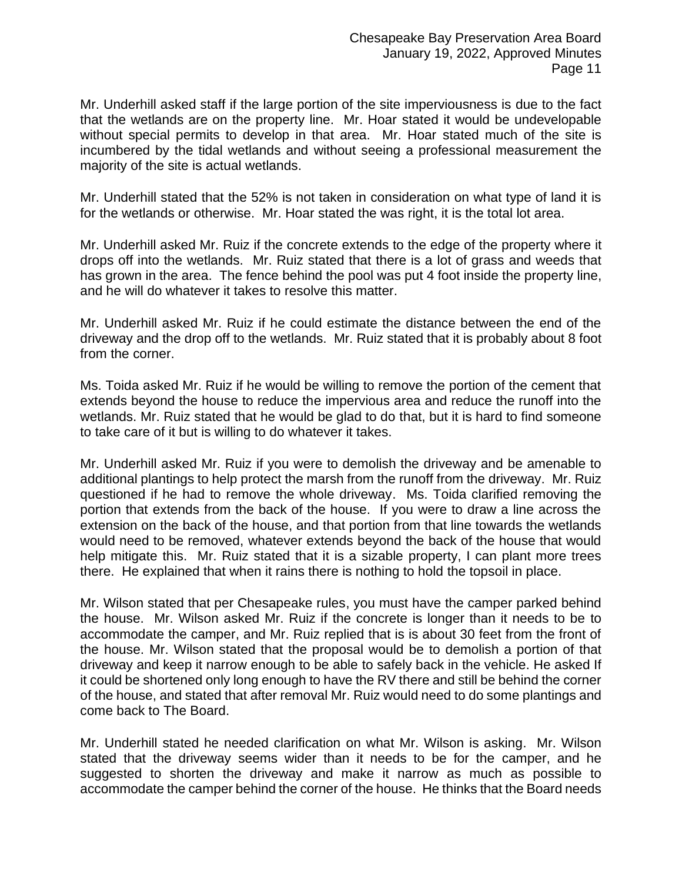Mr. Underhill asked staff if the large portion of the site imperviousness is due to the fact that the wetlands are on the property line. Mr. Hoar stated it would be undevelopable without special permits to develop in that area. Mr. Hoar stated much of the site is incumbered by the tidal wetlands and without seeing a professional measurement the majority of the site is actual wetlands.

Mr. Underhill stated that the 52% is not taken in consideration on what type of land it is for the wetlands or otherwise. Mr. Hoar stated the was right, it is the total lot area.

Mr. Underhill asked Mr. Ruiz if the concrete extends to the edge of the property where it drops off into the wetlands. Mr. Ruiz stated that there is a lot of grass and weeds that has grown in the area. The fence behind the pool was put 4 foot inside the property line, and he will do whatever it takes to resolve this matter.

Mr. Underhill asked Mr. Ruiz if he could estimate the distance between the end of the driveway and the drop off to the wetlands. Mr. Ruiz stated that it is probably about 8 foot from the corner.

Ms. Toida asked Mr. Ruiz if he would be willing to remove the portion of the cement that extends beyond the house to reduce the impervious area and reduce the runoff into the wetlands. Mr. Ruiz stated that he would be glad to do that, but it is hard to find someone to take care of it but is willing to do whatever it takes.

Mr. Underhill asked Mr. Ruiz if you were to demolish the driveway and be amenable to additional plantings to help protect the marsh from the runoff from the driveway. Mr. Ruiz questioned if he had to remove the whole driveway. Ms. Toida clarified removing the portion that extends from the back of the house. If you were to draw a line across the extension on the back of the house, and that portion from that line towards the wetlands would need to be removed, whatever extends beyond the back of the house that would help mitigate this. Mr. Ruiz stated that it is a sizable property, I can plant more trees there. He explained that when it rains there is nothing to hold the topsoil in place.

Mr. Wilson stated that per Chesapeake rules, you must have the camper parked behind the house. Mr. Wilson asked Mr. Ruiz if the concrete is longer than it needs to be to accommodate the camper, and Mr. Ruiz replied that is is about 30 feet from the front of the house. Mr. Wilson stated that the proposal would be to demolish a portion of that driveway and keep it narrow enough to be able to safely back in the vehicle. He asked If it could be shortened only long enough to have the RV there and still be behind the corner of the house, and stated that after removal Mr. Ruiz would need to do some plantings and come back to The Board.

Mr. Underhill stated he needed clarification on what Mr. Wilson is asking. Mr. Wilson stated that the driveway seems wider than it needs to be for the camper, and he suggested to shorten the driveway and make it narrow as much as possible to accommodate the camper behind the corner of the house. He thinks that the Board needs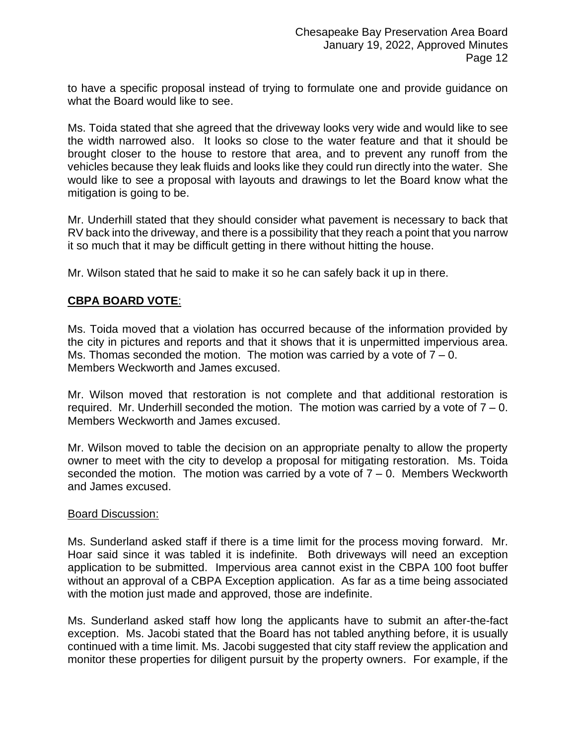to have a specific proposal instead of trying to formulate one and provide guidance on what the Board would like to see.

Ms. Toida stated that she agreed that the driveway looks very wide and would like to see the width narrowed also. It looks so close to the water feature and that it should be brought closer to the house to restore that area, and to prevent any runoff from the vehicles because they leak fluids and looks like they could run directly into the water. She would like to see a proposal with layouts and drawings to let the Board know what the mitigation is going to be.

Mr. Underhill stated that they should consider what pavement is necessary to back that RV back into the driveway, and there is a possibility that they reach a point that you narrow it so much that it may be difficult getting in there without hitting the house.

Mr. Wilson stated that he said to make it so he can safely back it up in there.

**CBPA BOARD VOTE**:

Ms. Toida moved that a violation has occurred because of the information provided by the city in pictures and reports and that it shows that it is unpermitted impervious area. Ms. Thomas seconded the motion. The motion was carried by a vote of 7 – 0. Members Weckworth and James excused.

Mr. Wilson moved that restoration is not complete and that additional restoration is required. Mr. Underhill seconded the motion. The motion was carried by a vote of 7 – 0. Members Weckworth and James excused.

Mr. Wilson moved to table the decision on an appropriate penalty to allow the property owner to meet with the city to develop a proposal for mitigating restoration. Ms. Toida seconded the motion. The motion was carried by a vote of 7 – 0. Members Weckworth and James excused.

Board Discussion:

Ms. Sunderland asked staff if there is a time limit for the process moving forward. Mr. Hoar said since it was tabled it is indefinite. Both driveways will need an exception application to be submitted. Impervious area cannot exist in the CBPA 100 foot buffer without an approval of a CBPA Exception application. As far as a time being associated with the motion just made and approved, those are indefinite.

Ms. Sunderland asked staff how long the applicants have to submit an after-the-fact exception. Ms. Jacobi stated that the Board has not tabled anything before, it is usually continued with a time limit. Ms. Jacobi suggested that city staff review the application and monitor these properties for diligent pursuit by the property owners. For example, if the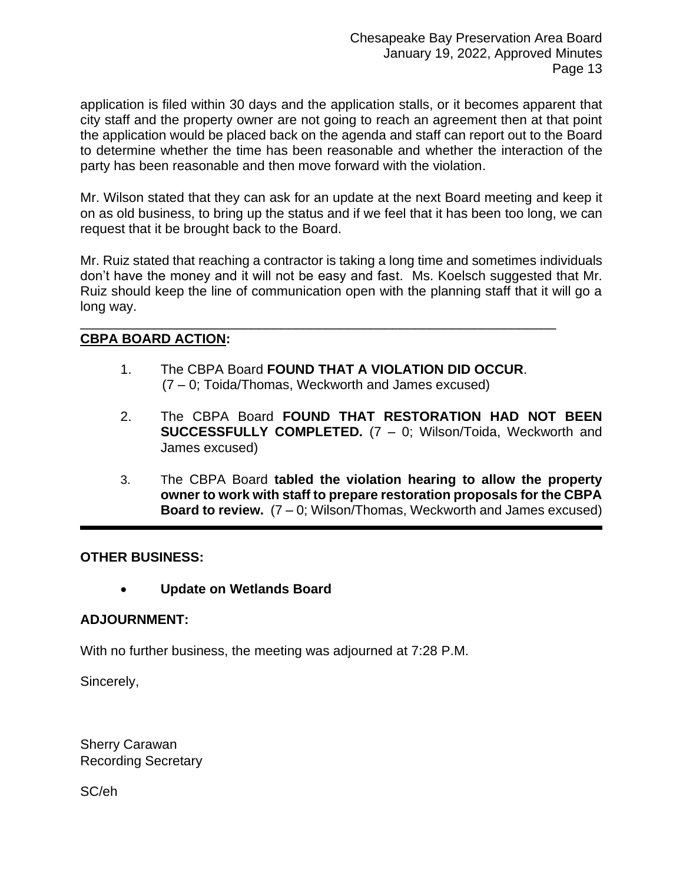application is filed within 30 days and the application stalls, or it becomes apparent that city staff and the property owner are not going to reach an agreement then at that point the application would be placed back on the agenda and staff can report out to the Board to determine whether the time has been reasonable and whether the interaction of the party has been reasonable and then move forward with the violation.

Mr. Wilson stated that they can ask for an update at the next Board meeting and keep it on as old business, to bring up the status and if we feel that it has been too long, we can request that it be brought back to the Board.

Mr. Ruiz stated that reaching a contractor is taking a long time and sometimes individuals don't have the money and it will not be easy and fast. Ms. Koelsch suggested that Mr. Ruiz should keep the line of communication open with the planning staff that it will go a long way.

---

**CBPA BOARD ACTION:**

1. The CBPA Board **FOUND THAT A VIOLATION DID OCCUR**. (7 – 0; Toida/Thomas, Weckworth and James excused)

2. The CBPA Board **FOUND THAT RESTORATION HAD NOT BEEN SUCCESSFULLY COMPLETED.** (7 – 0; Wilson/Toida, Weckworth and James excused)

3. The CBPA Board **tabled the violation hearing to allow the property owner to work with staff to prepare restoration proposals for the CBPA Board to review.** (7 – 0; Wilson/Thomas, Weckworth and James excused)

---

**OTHER BUSINESS:**

- **Update on Wetlands Board**

**ADJOURNMENT:**

With no further business, the meeting was adjourned at 7:28 P.M.

Sincerely,

Sherry Carawan
Recording Secretary

SC/eh